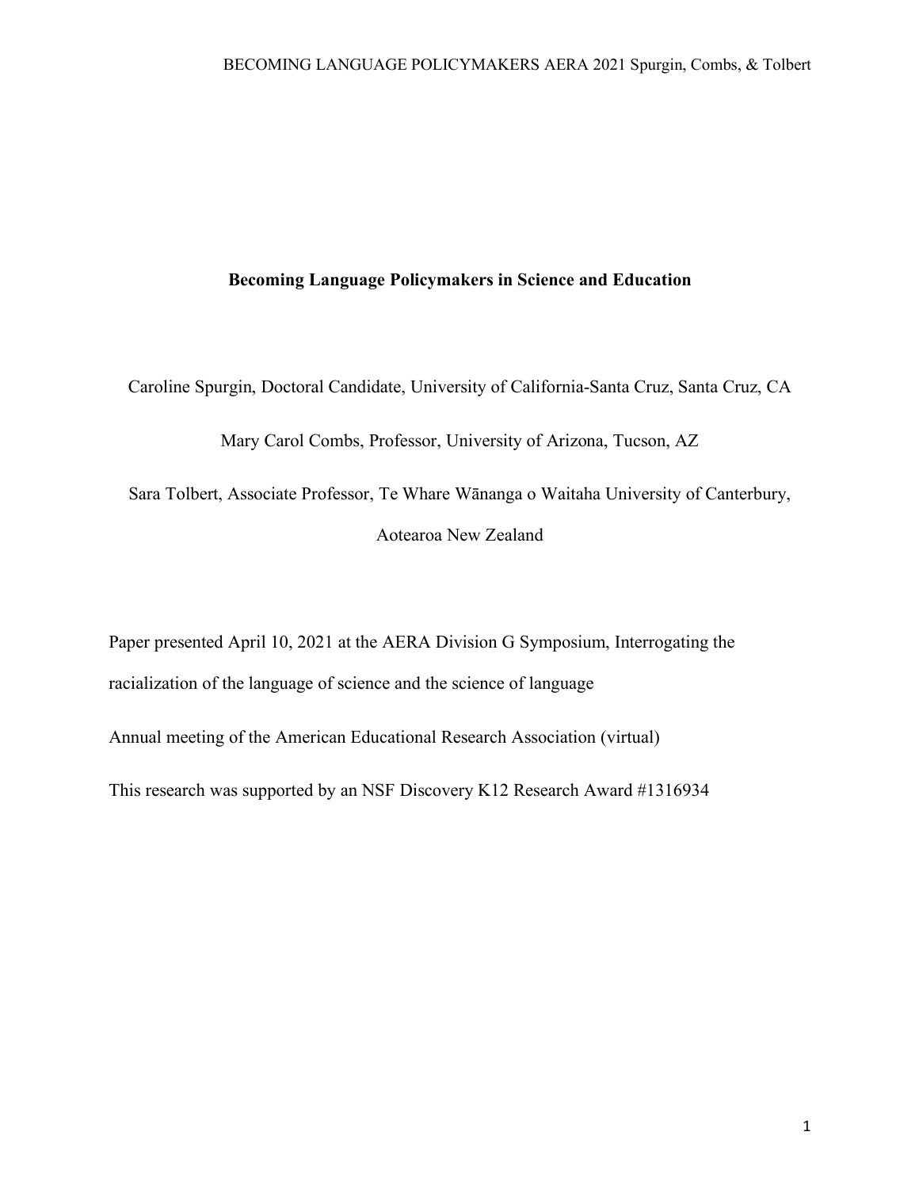# Becoming Language Policymakers in Science and Education

Caroline Spurgin, Doctoral Candidate, University of California-Santa Cruz, Santa Cruz, CA

Mary Carol Combs, Professor, University of Arizona, Tucson, AZ

Sara Tolbert, Associate Professor, Te Whare Wānanga o Waitaha University of Canterbury, Aotearoa New Zealand

Paper presented April 10, 2021 at the AERA Division G Symposium, Interrogating the racialization of the language of science and the science of language

Annual meeting of the American Educational Research Association (virtual)

This research was supported by an NSF Discovery K12 Research Award #1316934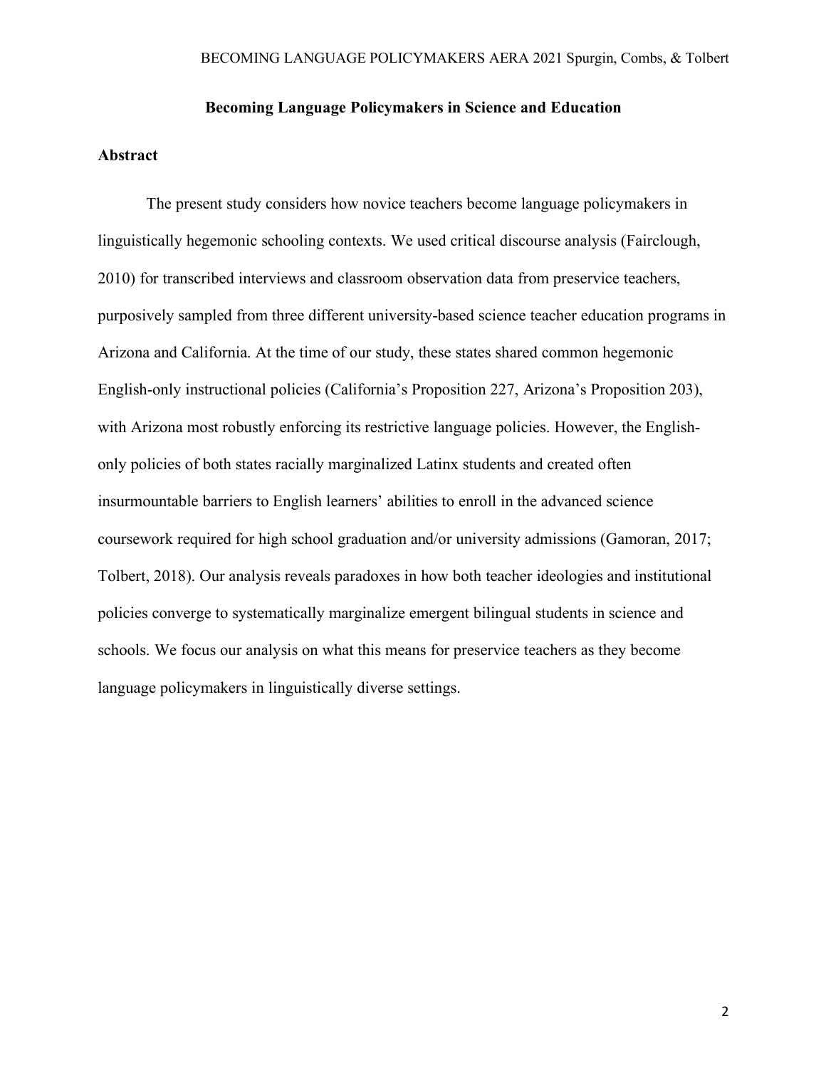# Becoming Language Policymakers in Science and Education

## Abstract

The present study considers how novice teachers become language policymakers in linguistically hegemonic schooling contexts. We used critical discourse analysis (Fairclough, 2010) for transcribed interviews and classroom observation data from preservice teachers, purposively sampled from three different university-based science teacher education programs in Arizona and California. At the time of our study, these states shared common hegemonic English-only instructional policies (California's Proposition 227, Arizona's Proposition 203), with Arizona most robustly enforcing its restrictive language policies. However, the English-only policies of both states racially marginalized Latinx students and created often insurmountable barriers to English learners' abilities to enroll in the advanced science coursework required for high school graduation and/or university admissions (Gamoran, 2017; Tolbert, 2018). Our analysis reveals paradoxes in how both teacher ideologies and institutional policies converge to systematically marginalize emergent bilingual students in science and schools. We focus our analysis on what this means for preservice teachers as they become language policymakers in linguistically diverse settings.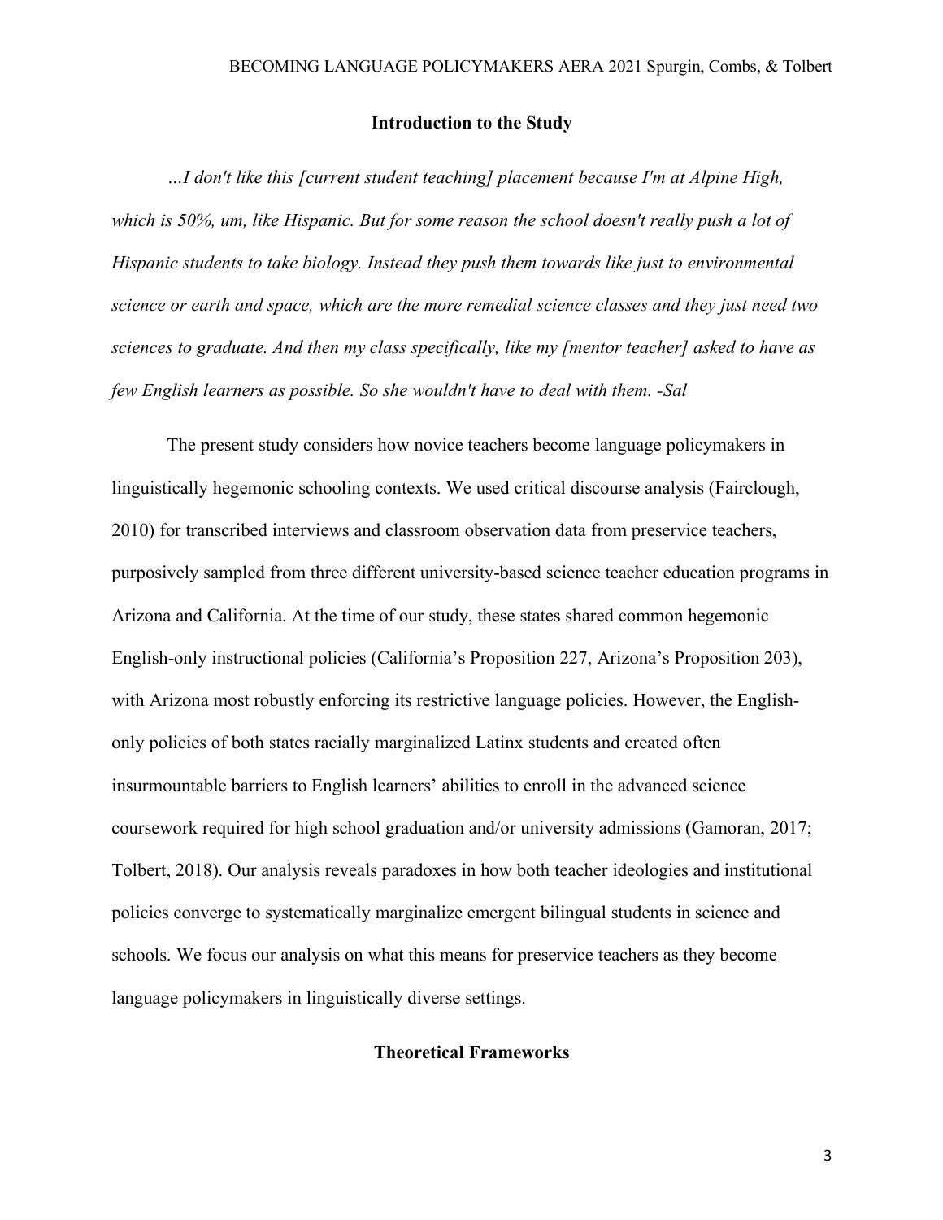## Introduction to the Study

*…I don't like this [current student teaching] placement because I'm at Alpine High, which is 50%, um, like Hispanic. But for some reason the school doesn't really push a lot of Hispanic students to take biology. Instead they push them towards like just to environmental science or earth and space, which are the more remedial science classes and they just need two sciences to graduate. And then my class specifically, like my [mentor teacher] asked to have as few English learners as possible. So she wouldn't have to deal with them. -Sal*

The present study considers how novice teachers become language policymakers in linguistically hegemonic schooling contexts. We used critical discourse analysis (Fairclough, 2010) for transcribed interviews and classroom observation data from preservice teachers, purposively sampled from three different university-based science teacher education programs in Arizona and California. At the time of our study, these states shared common hegemonic English-only instructional policies (California's Proposition 227, Arizona's Proposition 203), with Arizona most robustly enforcing its restrictive language policies. However, the English-only policies of both states racially marginalized Latinx students and created often insurmountable barriers to English learners' abilities to enroll in the advanced science coursework required for high school graduation and/or university admissions (Gamoran, 2017; Tolbert, 2018). Our analysis reveals paradoxes in how both teacher ideologies and institutional policies converge to systematically marginalize emergent bilingual students in science and schools. We focus our analysis on what this means for preservice teachers as they become language policymakers in linguistically diverse settings.

## Theoretical Frameworks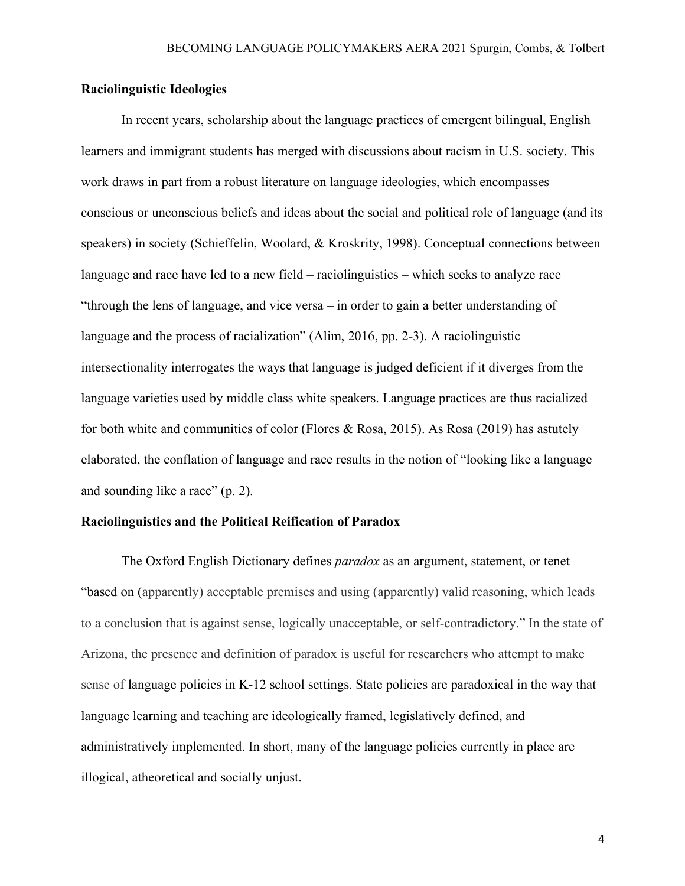## Raciolinguistic Ideologies

In recent years, scholarship about the language practices of emergent bilingual, English learners and immigrant students has merged with discussions about racism in U.S. society. This work draws in part from a robust literature on language ideologies, which encompasses conscious or unconscious beliefs and ideas about the social and political role of language (and its speakers) in society (Schieffelin, Woolard, & Kroskrity, 1998). Conceptual connections between language and race have led to a new field – raciolinguistics – which seeks to analyze race "through the lens of language, and vice versa – in order to gain a better understanding of language and the process of racialization" (Alim, 2016, pp. 2-3). A raciolinguistic intersectionality interrogates the ways that language is judged deficient if it diverges from the language varieties used by middle class white speakers. Language practices are thus racialized for both white and communities of color (Flores & Rosa, 2015). As Rosa (2019) has astutely elaborated, the conflation of language and race results in the notion of "looking like a language and sounding like a race" (p. 2).

## Raciolinguistics and the Political Reification of Paradox

The Oxford English Dictionary defines *paradox* as an argument, statement, or tenet "based on (apparently) acceptable premises and using (apparently) valid reasoning, which leads to a conclusion that is against sense, logically unacceptable, or self-contradictory." In the state of Arizona, the presence and definition of paradox is useful for researchers who attempt to make sense of language policies in K-12 school settings. State policies are paradoxical in the way that language learning and teaching are ideologically framed, legislatively defined, and administratively implemented. In short, many of the language policies currently in place are illogical, atheoretical and socially unjust.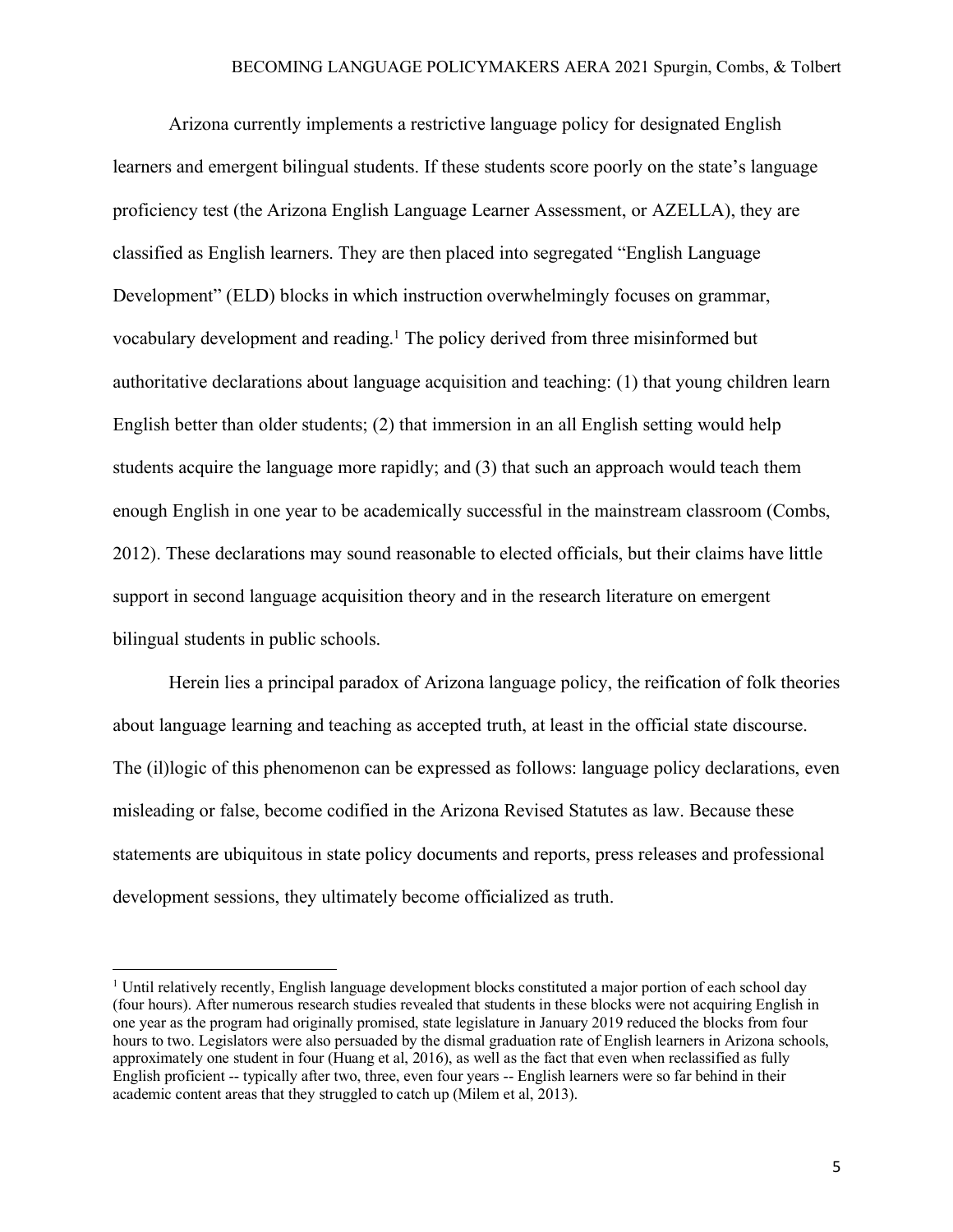Arizona currently implements a restrictive language policy for designated English learners and emergent bilingual students. If these students score poorly on the state's language proficiency test (the Arizona English Language Learner Assessment, or AZELLA), they are classified as English learners. They are then placed into segregated "English Language Development" (ELD) blocks in which instruction overwhelmingly focuses on grammar, vocabulary development and reading.[1] The policy derived from three misinformed but authoritative declarations about language acquisition and teaching: (1) that young children learn English better than older students; (2) that immersion in an all English setting would help students acquire the language more rapidly; and (3) that such an approach would teach them enough English in one year to be academically successful in the mainstream classroom (Combs, 2012). These declarations may sound reasonable to elected officials, but their claims have little support in second language acquisition theory and in the research literature on emergent bilingual students in public schools.

Herein lies a principal paradox of Arizona language policy, the reification of folk theories about language learning and teaching as accepted truth, at least in the official state discourse. The (il)logic of this phenomenon can be expressed as follows: language policy declarations, even misleading or false, become codified in the Arizona Revised Statutes as law. Because these statements are ubiquitous in state policy documents and reports, press releases and professional development sessions, they ultimately become officialized as truth.

---

[1] Until relatively recently, English language development blocks constituted a major portion of each school day (four hours). After numerous research studies revealed that students in these blocks were not acquiring English in one year as the program had originally promised, state legislature in January 2019 reduced the blocks from four hours to two. Legislators were also persuaded by the dismal graduation rate of English learners in Arizona schools, approximately one student in four (Huang et al, 2016), as well as the fact that even when reclassified as fully English proficient -- typically after two, three, even four years -- English learners were so far behind in their academic content areas that they struggled to catch up (Milem et al, 2013).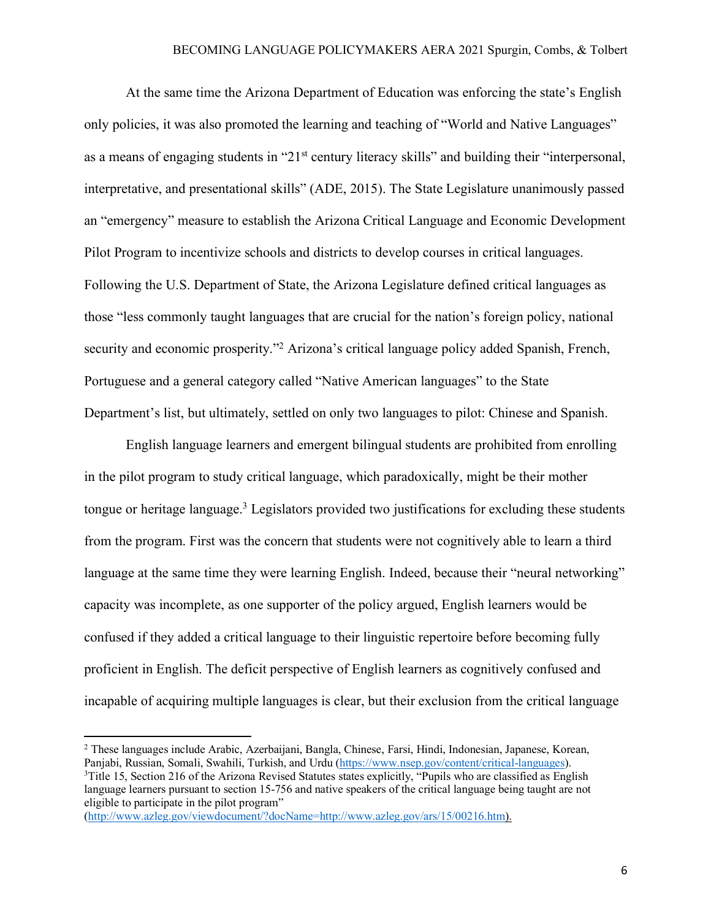At the same time the Arizona Department of Education was enforcing the state's English only policies, it was also promoted the learning and teaching of "World and Native Languages" as a means of engaging students in "21st century literacy skills" and building their "interpersonal, interpretative, and presentational skills" (ADE, 2015). The State Legislature unanimously passed an "emergency" measure to establish the Arizona Critical Language and Economic Development Pilot Program to incentivize schools and districts to develop courses in critical languages. Following the U.S. Department of State, the Arizona Legislature defined critical languages as those "less commonly taught languages that are crucial for the nation's foreign policy, national security and economic prosperity."[2] Arizona's critical language policy added Spanish, French, Portuguese and a general category called "Native American languages" to the State Department's list, but ultimately, settled on only two languages to pilot: Chinese and Spanish.

English language learners and emergent bilingual students are prohibited from enrolling in the pilot program to study critical language, which paradoxically, might be their mother tongue or heritage language.[3] Legislators provided two justifications for excluding these students from the program. First was the concern that students were not cognitively able to learn a third language at the same time they were learning English. Indeed, because their "neural networking" capacity was incomplete, as one supporter of the policy argued, English learners would be confused if they added a critical language to their linguistic repertoire before becoming fully proficient in English. The deficit perspective of English learners as cognitively confused and incapable of acquiring multiple languages is clear, but their exclusion from the critical language

---

[2] These languages include Arabic, Azerbaijani, Bangla, Chinese, Farsi, Hindi, Indonesian, Japanese, Korean, Panjabi, Russian, Somali, Swahili, Turkish, and Urdu (https://www.nsep.gov/content/critical-languages).

[3] Title 15, Section 216 of the Arizona Revised Statutes states explicitly, "Pupils who are classified as English language learners pursuant to section 15-756 and native speakers of the critical language being taught are not eligible to participate in the pilot program" (http://www.azleg.gov/viewdocument/?docName=http://www.azleg.gov/ars/15/00216.htm).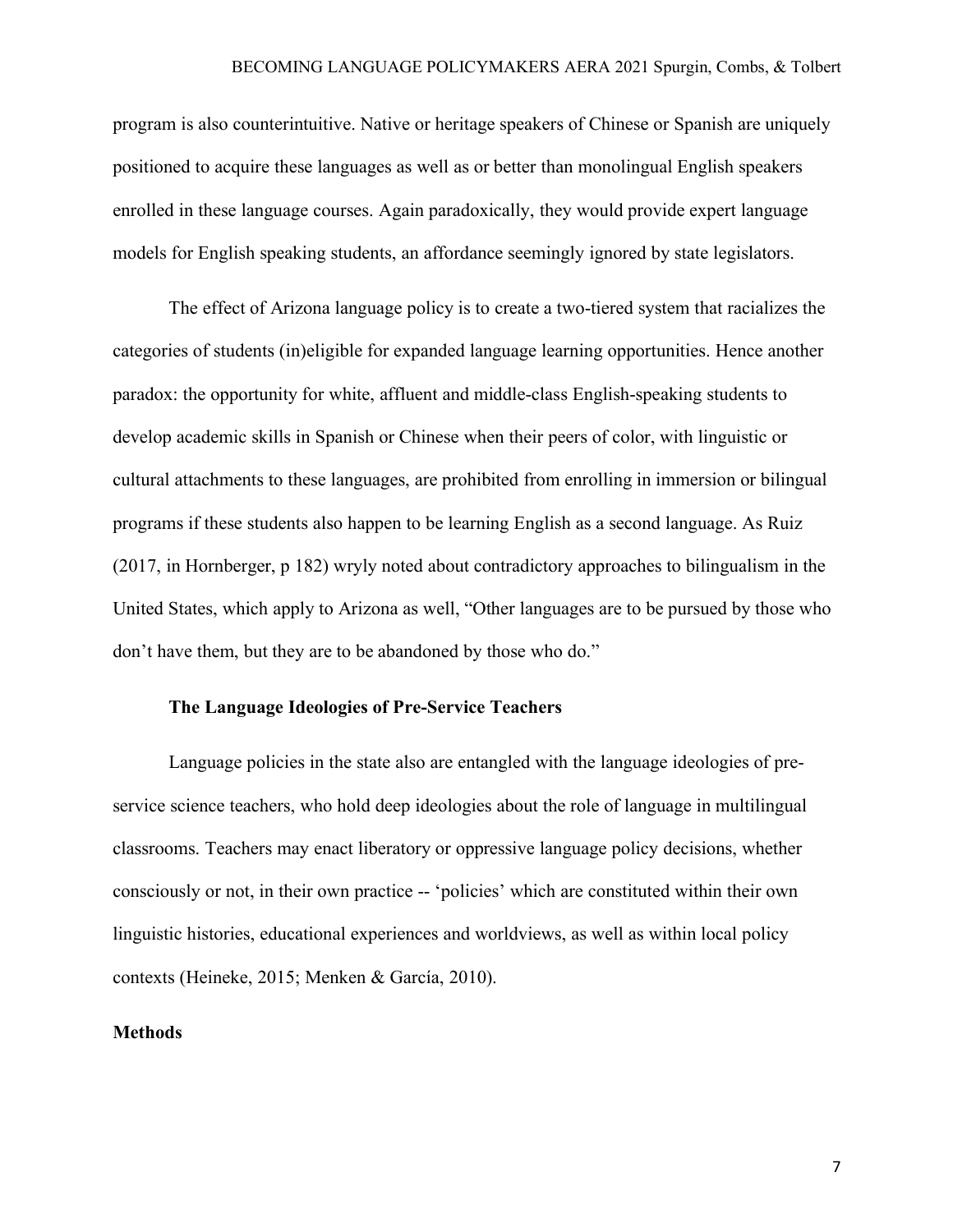program is also counterintuitive. Native or heritage speakers of Chinese or Spanish are uniquely positioned to acquire these languages as well as or better than monolingual English speakers enrolled in these language courses. Again paradoxically, they would provide expert language models for English speaking students, an affordance seemingly ignored by state legislators.

The effect of Arizona language policy is to create a two-tiered system that racializes the categories of students (in)eligible for expanded language learning opportunities. Hence another paradox: the opportunity for white, affluent and middle-class English-speaking students to develop academic skills in Spanish or Chinese when their peers of color, with linguistic or cultural attachments to these languages, are prohibited from enrolling in immersion or bilingual programs if these students also happen to be learning English as a second language. As Ruiz (2017, in Hornberger, p 182) wryly noted about contradictory approaches to bilingualism in the United States, which apply to Arizona as well, "Other languages are to be pursued by those who don't have them, but they are to be abandoned by those who do."

### The Language Ideologies of Pre-Service Teachers

Language policies in the state also are entangled with the language ideologies of pre-service science teachers, who hold deep ideologies about the role of language in multilingual classrooms. Teachers may enact liberatory or oppressive language policy decisions, whether consciously or not, in their own practice -- 'policies' which are constituted within their own linguistic histories, educational experiences and worldviews, as well as within local policy contexts (Heineke, 2015; Menken & García, 2010).

## Methods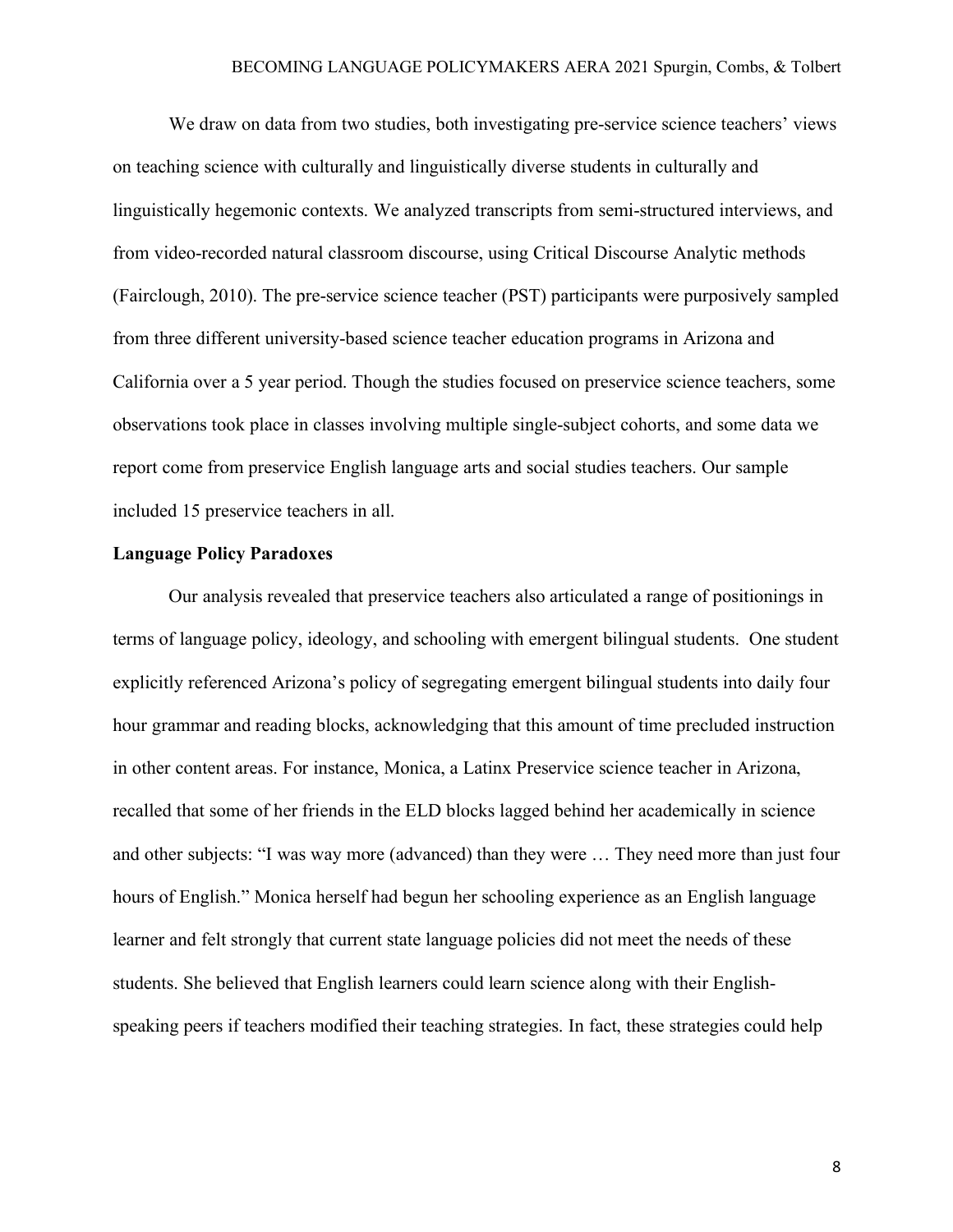We draw on data from two studies, both investigating pre-service science teachers' views on teaching science with culturally and linguistically diverse students in culturally and linguistically hegemonic contexts. We analyzed transcripts from semi-structured interviews, and from video-recorded natural classroom discourse, using Critical Discourse Analytic methods (Fairclough, 2010). The pre-service science teacher (PST) participants were purposively sampled from three different university-based science teacher education programs in Arizona and California over a 5 year period. Though the studies focused on preservice science teachers, some observations took place in classes involving multiple single-subject cohorts, and some data we report come from preservice English language arts and social studies teachers. Our sample included 15 preservice teachers in all.

**Language Policy Paradoxes**

Our analysis revealed that preservice teachers also articulated a range of positionings in terms of language policy, ideology, and schooling with emergent bilingual students. One student explicitly referenced Arizona's policy of segregating emergent bilingual students into daily four hour grammar and reading blocks, acknowledging that this amount of time precluded instruction in other content areas. For instance, Monica, a Latinx Preservice science teacher in Arizona, recalled that some of her friends in the ELD blocks lagged behind her academically in science and other subjects: "I was way more (advanced) than they were … They need more than just four hours of English." Monica herself had begun her schooling experience as an English language learner and felt strongly that current state language policies did not meet the needs of these students. She believed that English learners could learn science along with their English-speaking peers if teachers modified their teaching strategies. In fact, these strategies could help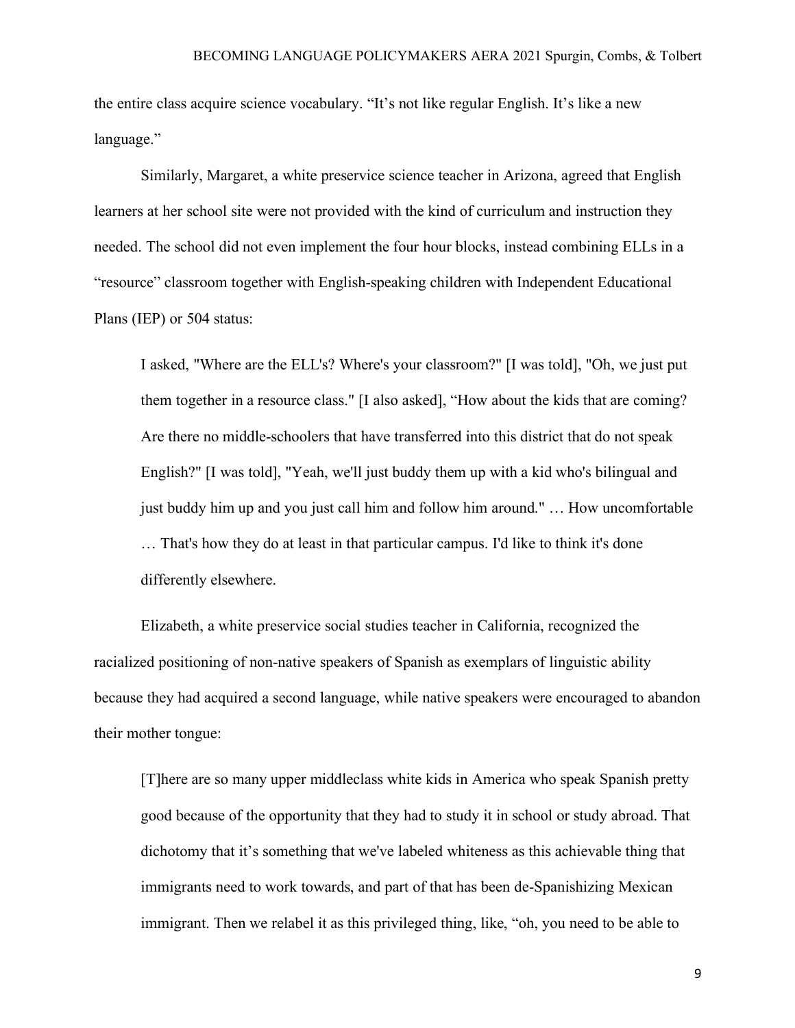the entire class acquire science vocabulary. "It's not like regular English. It's like a new language."

Similarly, Margaret, a white preservice science teacher in Arizona, agreed that English learners at her school site were not provided with the kind of curriculum and instruction they needed. The school did not even implement the four hour blocks, instead combining ELLs in a "resource" classroom together with English-speaking children with Independent Educational Plans (IEP) or 504 status:

> I asked, "Where are the ELL's? Where's your classroom?" [I was told], "Oh, we just put them together in a resource class." [I also asked], "How about the kids that are coming? Are there no middle-schoolers that have transferred into this district that do not speak English?" [I was told], "Yeah, we'll just buddy them up with a kid who's bilingual and just buddy him up and you just call him and follow him around." … How uncomfortable … That's how they do at least in that particular campus. I'd like to think it's done differently elsewhere.

Elizabeth, a white preservice social studies teacher in California, recognized the racialized positioning of non-native speakers of Spanish as exemplars of linguistic ability because they had acquired a second language, while native speakers were encouraged to abandon their mother tongue:

> [T]here are so many upper middleclass white kids in America who speak Spanish pretty good because of the opportunity that they had to study it in school or study abroad. That dichotomy that it's something that we've labeled whiteness as this achievable thing that immigrants need to work towards, and part of that has been de-Spanishizing Mexican immigrant. Then we relabel it as this privileged thing, like, "oh, you need to be able to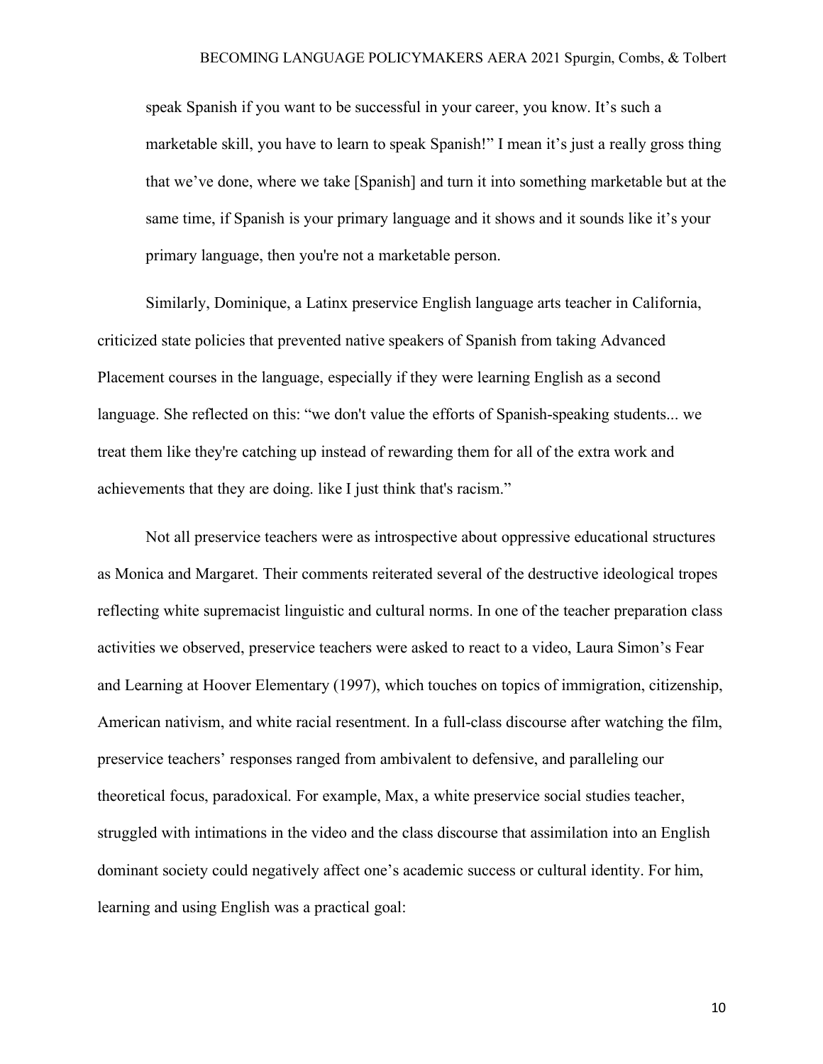> speak Spanish if you want to be successful in your career, you know. It's such a marketable skill, you have to learn to speak Spanish!" I mean it's just a really gross thing that we've done, where we take [Spanish] and turn it into something marketable but at the same time, if Spanish is your primary language and it shows and it sounds like it's your primary language, then you're not a marketable person.

Similarly, Dominique, a Latinx preservice English language arts teacher in California, criticized state policies that prevented native speakers of Spanish from taking Advanced Placement courses in the language, especially if they were learning English as a second language. She reflected on this: "we don't value the efforts of Spanish-speaking students... we treat them like they're catching up instead of rewarding them for all of the extra work and achievements that they are doing. like I just think that's racism."

Not all preservice teachers were as introspective about oppressive educational structures as Monica and Margaret. Their comments reiterated several of the destructive ideological tropes reflecting white supremacist linguistic and cultural norms. In one of the teacher preparation class activities we observed, preservice teachers were asked to react to a video, Laura Simon's Fear and Learning at Hoover Elementary (1997), which touches on topics of immigration, citizenship, American nativism, and white racial resentment. In a full-class discourse after watching the film, preservice teachers' responses ranged from ambivalent to defensive, and paralleling our theoretical focus, paradoxical. For example, Max, a white preservice social studies teacher, struggled with intimations in the video and the class discourse that assimilation into an English dominant society could negatively affect one's academic success or cultural identity. For him, learning and using English was a practical goal: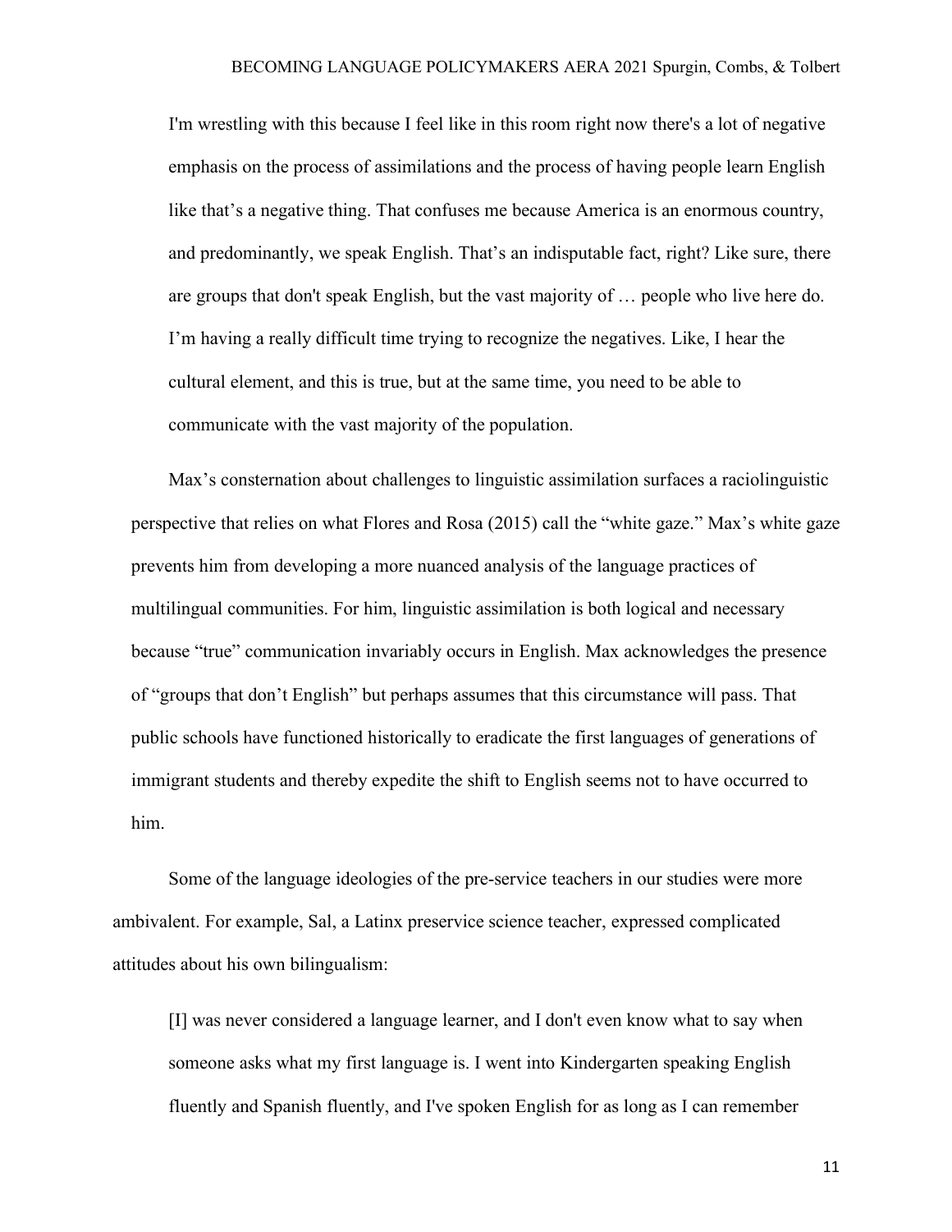> I'm wrestling with this because I feel like in this room right now there's a lot of negative emphasis on the process of assimilations and the process of having people learn English like that's a negative thing. That confuses me because America is an enormous country, and predominantly, we speak English. That's an indisputable fact, right? Like sure, there are groups that don't speak English, but the vast majority of … people who live here do. I'm having a really difficult time trying to recognize the negatives. Like, I hear the cultural element, and this is true, but at the same time, you need to be able to communicate with the vast majority of the population.

Max's consternation about challenges to linguistic assimilation surfaces a raciolinguistic perspective that relies on what Flores and Rosa (2015) call the "white gaze." Max's white gaze prevents him from developing a more nuanced analysis of the language practices of multilingual communities. For him, linguistic assimilation is both logical and necessary because "true" communication invariably occurs in English. Max acknowledges the presence of "groups that don't English" but perhaps assumes that this circumstance will pass. That public schools have functioned historically to eradicate the first languages of generations of immigrant students and thereby expedite the shift to English seems not to have occurred to him.

Some of the language ideologies of the pre-service teachers in our studies were more ambivalent. For example, Sal, a Latinx preservice science teacher, expressed complicated attitudes about his own bilingualism:

> [I] was never considered a language learner, and I don't even know what to say when someone asks what my first language is. I went into Kindergarten speaking English fluently and Spanish fluently, and I've spoken English for as long as I can remember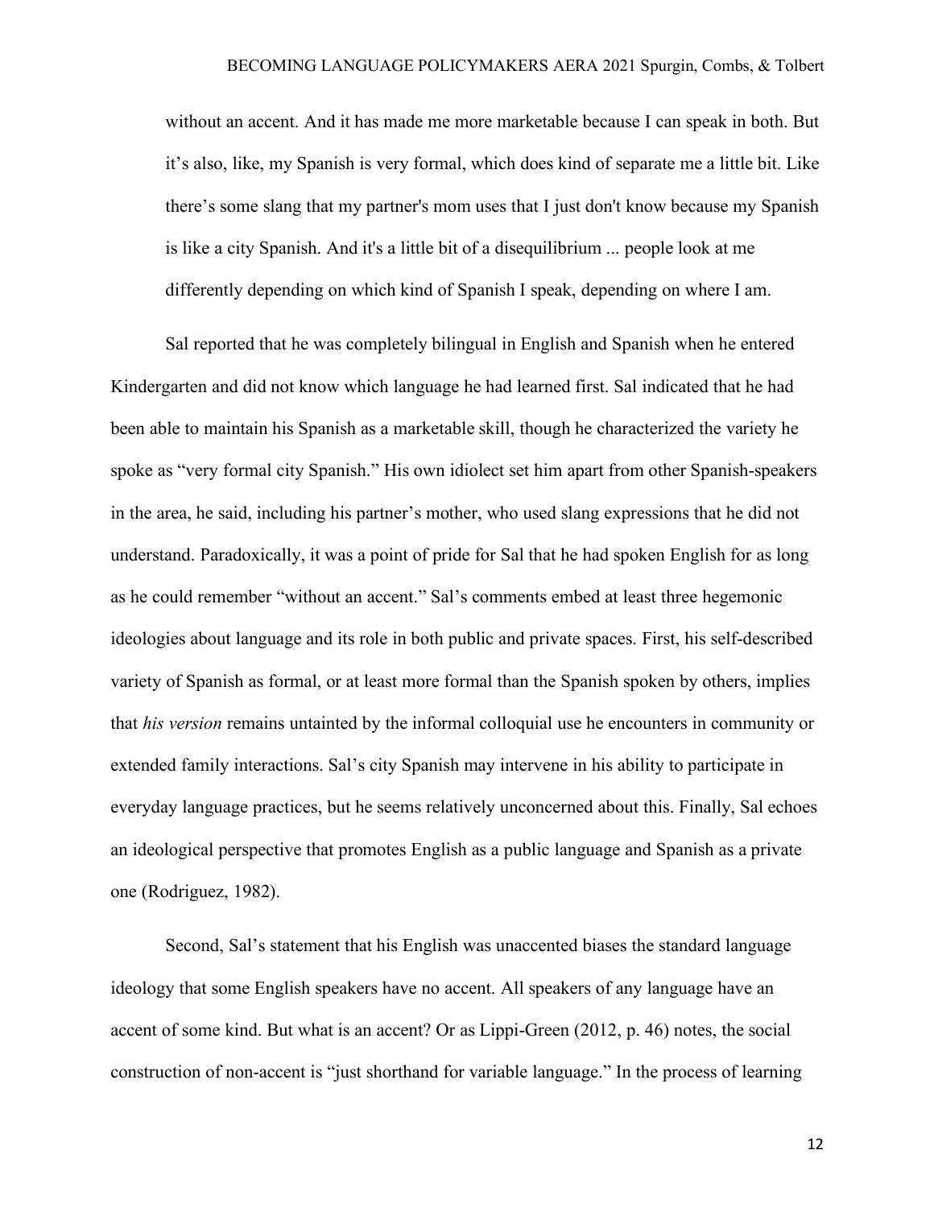> without an accent. And it has made me more marketable because I can speak in both. But it's also, like, my Spanish is very formal, which does kind of separate me a little bit. Like there's some slang that my partner's mom uses that I just don't know because my Spanish is like a city Spanish. And it's a little bit of a disequilibrium ... people look at me differently depending on which kind of Spanish I speak, depending on where I am.

Sal reported that he was completely bilingual in English and Spanish when he entered Kindergarten and did not know which language he had learned first. Sal indicated that he had been able to maintain his Spanish as a marketable skill, though he characterized the variety he spoke as "very formal city Spanish." His own idiolect set him apart from other Spanish-speakers in the area, he said, including his partner's mother, who used slang expressions that he did not understand. Paradoxically, it was a point of pride for Sal that he had spoken English for as long as he could remember "without an accent." Sal's comments embed at least three hegemonic ideologies about language and its role in both public and private spaces. First, his self-described variety of Spanish as formal, or at least more formal than the Spanish spoken by others, implies that *his version* remains untainted by the informal colloquial use he encounters in community or extended family interactions. Sal's city Spanish may intervene in his ability to participate in everyday language practices, but he seems relatively unconcerned about this. Finally, Sal echoes an ideological perspective that promotes English as a public language and Spanish as a private one (Rodriguez, 1982).

Second, Sal's statement that his English was unaccented biases the standard language ideology that some English speakers have no accent. All speakers of any language have an accent of some kind. But what is an accent? Or as Lippi-Green (2012, p. 46) notes, the social construction of non-accent is "just shorthand for variable language." In the process of learning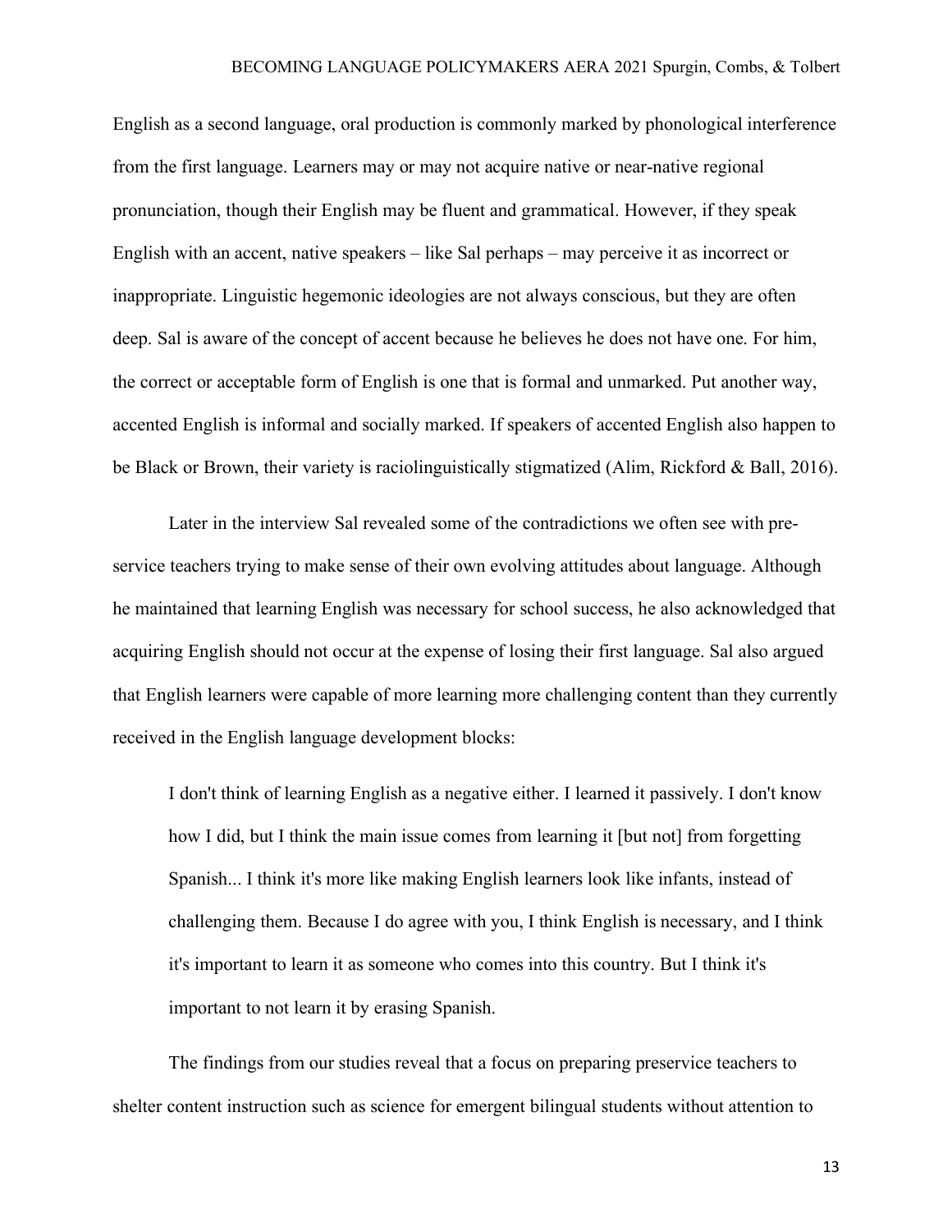English as a second language, oral production is commonly marked by phonological interference from the first language. Learners may or may not acquire native or near-native regional pronunciation, though their English may be fluent and grammatical. However, if they speak English with an accent, native speakers – like Sal perhaps – may perceive it as incorrect or inappropriate. Linguistic hegemonic ideologies are not always conscious, but they are often deep. Sal is aware of the concept of accent because he believes he does not have one. For him, the correct or acceptable form of English is one that is formal and unmarked. Put another way, accented English is informal and socially marked. If speakers of accented English also happen to be Black or Brown, their variety is raciolinguistically stigmatized (Alim, Rickford & Ball, 2016).

Later in the interview Sal revealed some of the contradictions we often see with pre-service teachers trying to make sense of their own evolving attitudes about language. Although he maintained that learning English was necessary for school success, he also acknowledged that acquiring English should not occur at the expense of losing their first language. Sal also argued that English learners were capable of more learning more challenging content than they currently received in the English language development blocks:

> I don't think of learning English as a negative either. I learned it passively. I don't know how I did, but I think the main issue comes from learning it [but not] from forgetting Spanish... I think it's more like making English learners look like infants, instead of challenging them. Because I do agree with you, I think English is necessary, and I think it's important to learn it as someone who comes into this country. But I think it's important to not learn it by erasing Spanish.

The findings from our studies reveal that a focus on preparing preservice teachers to shelter content instruction such as science for emergent bilingual students without attention to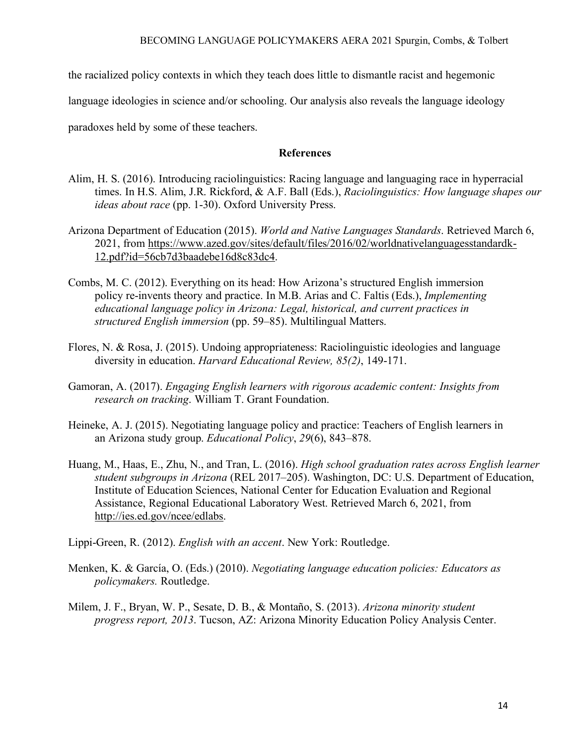the racialized policy contexts in which they teach does little to dismantle racist and hegemonic language ideologies in science and/or schooling. Our analysis also reveals the language ideology paradoxes held by some of these teachers.

## References

Alim, H. S. (2016). Introducing raciolinguistics: Racing language and languaging race in hyperracial times. In H.S. Alim, J.R. Rickford, & A.F. Ball (Eds.), *Raciolinguistics: How language shapes our ideas about race* (pp. 1-30). Oxford University Press.

Arizona Department of Education (2015). *World and Native Languages Standards*. Retrieved March 6, 2021, from https://www.azed.gov/sites/default/files/2016/02/worldnativelanguagesstandardk-12.pdf?id=56cb7d3baadebe16d8c83dc4.

Combs, M. C. (2012). Everything on its head: How Arizona's structured English immersion policy re-invents theory and practice. In M.B. Arias and C. Faltis (Eds.), *Implementing educational language policy in Arizona: Legal, historical, and current practices in structured English immersion* (pp. 59–85). Multilingual Matters.

Flores, N. & Rosa, J. (2015). Undoing appropriateness: Raciolinguistic ideologies and language diversity in education. *Harvard Educational Review, 85(2)*, 149-171.

Gamoran, A. (2017). *Engaging English learners with rigorous academic content: Insights from research on tracking*. William T. Grant Foundation.

Heineke, A. J. (2015). Negotiating language policy and practice: Teachers of English learners in an Arizona study group. *Educational Policy*, *29*(6), 843–878.

Huang, M., Haas, E., Zhu, N., and Tran, L. (2016). *High school graduation rates across English learner student subgroups in Arizona* (REL 2017–205). Washington, DC: U.S. Department of Education, Institute of Education Sciences, National Center for Education Evaluation and Regional Assistance, Regional Educational Laboratory West. Retrieved March 6, 2021, from http://ies.ed.gov/ncee/edlabs.

Lippi-Green, R. (2012). *English with an accent*. New York: Routledge.

Menken, K. & García, O. (Eds.) (2010). *Negotiating language education policies: Educators as policymakers.* Routledge.

Milem, J. F., Bryan, W. P., Sesate, D. B., & Montaño, S. (2013). *Arizona minority student progress report, 2013*. Tucson, AZ: Arizona Minority Education Policy Analysis Center.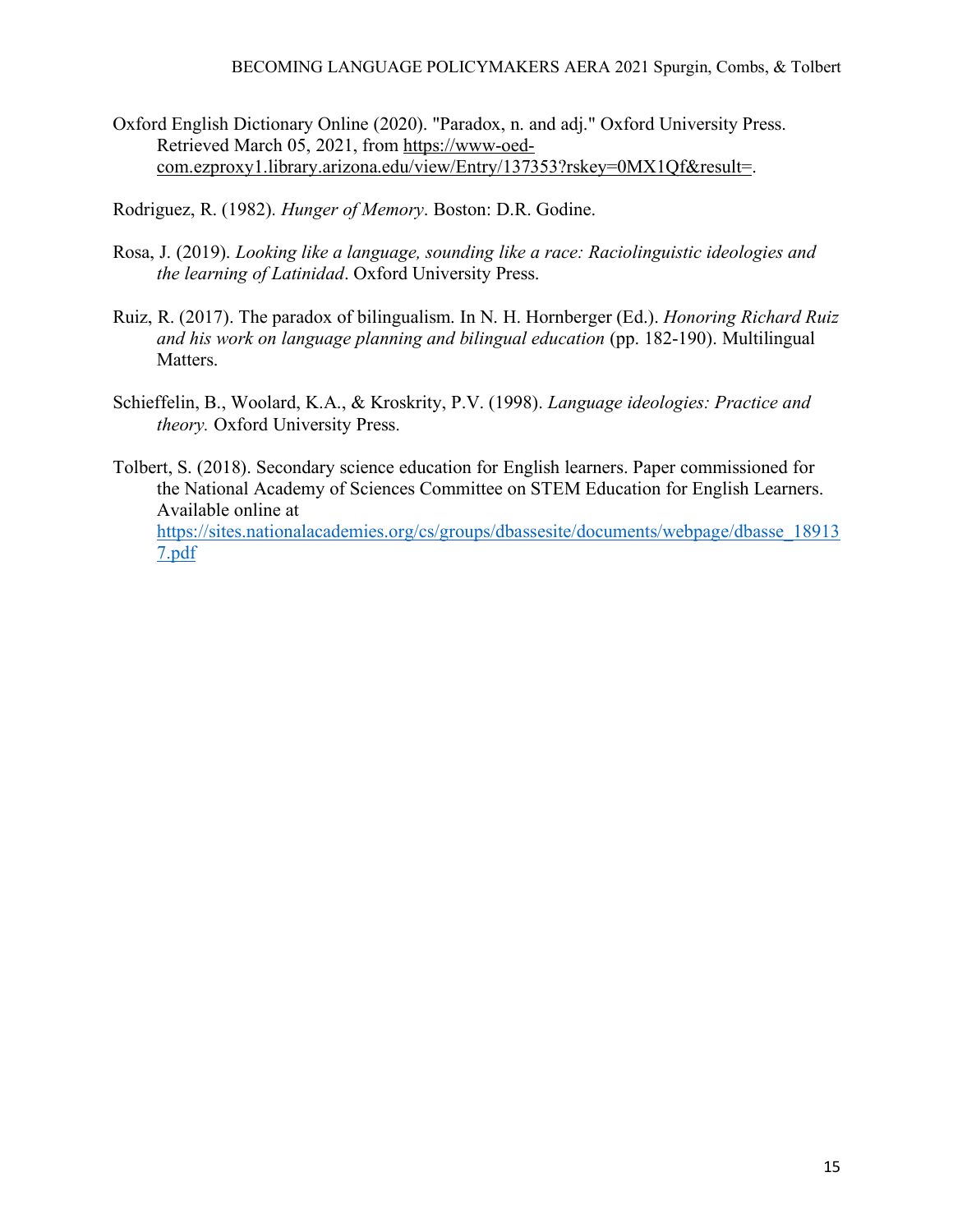Oxford English Dictionary Online (2020). "Paradox, n. and adj." Oxford University Press. Retrieved March 05, 2021, from https://www-oed-com.ezproxy1.library.arizona.edu/view/Entry/137353?rskey=0MX1Qf&result=.

Rodriguez, R. (1982). *Hunger of Memory*. Boston: D.R. Godine.

Rosa, J. (2019). *Looking like a language, sounding like a race: Raciolinguistic ideologies and the learning of Latinidad*. Oxford University Press.

Ruiz, R. (2017). The paradox of bilingualism. In N. H. Hornberger (Ed.). *Honoring Richard Ruiz and his work on language planning and bilingual education* (pp. 182-190). Multilingual Matters.

Schieffelin, B., Woolard, K.A., & Kroskrity, P.V. (1998). *Language ideologies: Practice and theory.* Oxford University Press.

Tolbert, S. (2018). Secondary science education for English learners. Paper commissioned for the National Academy of Sciences Committee on STEM Education for English Learners. Available online at https://sites.nationalacademies.org/cs/groups/dbassesite/documents/webpage/dbasse_189137.pdf